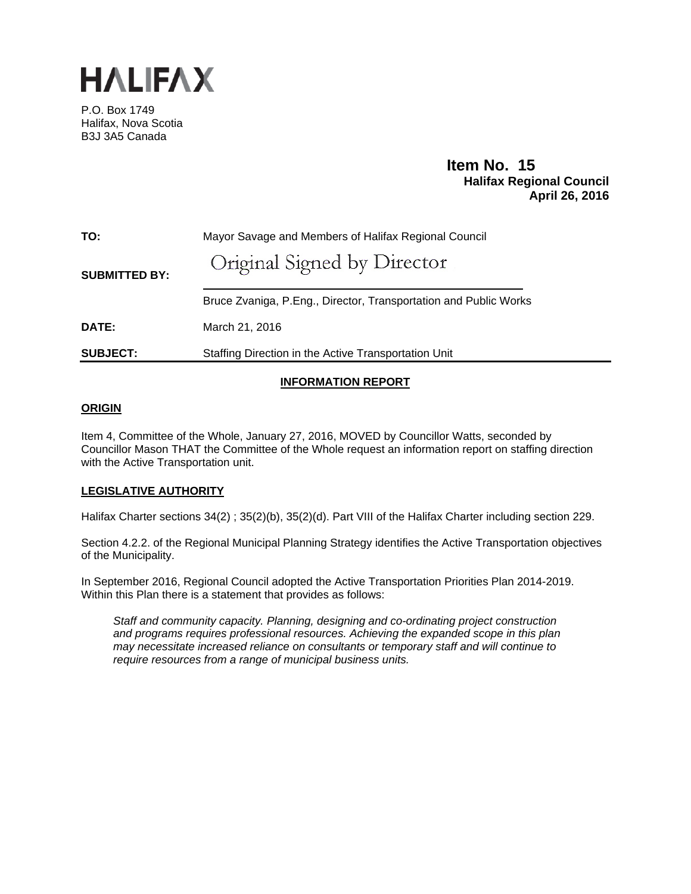# HALIFAX

P.O. Box 1749
Halifax, Nova Scotia
B3J 3A5 Canada

**Item No. 15**
**Halifax Regional Council**
**April 26, 2016**

| | |
|---|---|
| **TO:** | Mayor Savage and Members of Halifax Regional Council |
| **SUBMITTED BY:** | Original Signed by Director<br>Bruce Zvaniga, P.Eng., Director, Transportation and Public Works |
| **DATE:** | March 21, 2016 |
| **SUBJECT:** | Staffing Direction in the Active Transportation Unit |

## INFORMATION REPORT

### ORIGIN

Item 4, Committee of the Whole, January 27, 2016, MOVED by Councillor Watts, seconded by Councillor Mason THAT the Committee of the Whole request an information report on staffing direction with the Active Transportation unit.

### LEGISLATIVE AUTHORITY

Halifax Charter sections 34(2) ; 35(2)(b), 35(2)(d). Part VIII of the Halifax Charter including section 229.

Section 4.2.2. of the Regional Municipal Planning Strategy identifies the Active Transportation objectives of the Municipality.

In September 2016, Regional Council adopted the Active Transportation Priorities Plan 2014-2019. Within this Plan there is a statement that provides as follows:

> *Staff and community capacity. Planning, designing and co-ordinating project construction and programs requires professional resources. Achieving the expanded scope in this plan may necessitate increased reliance on consultants or temporary staff and will continue to require resources from a range of municipal business units.*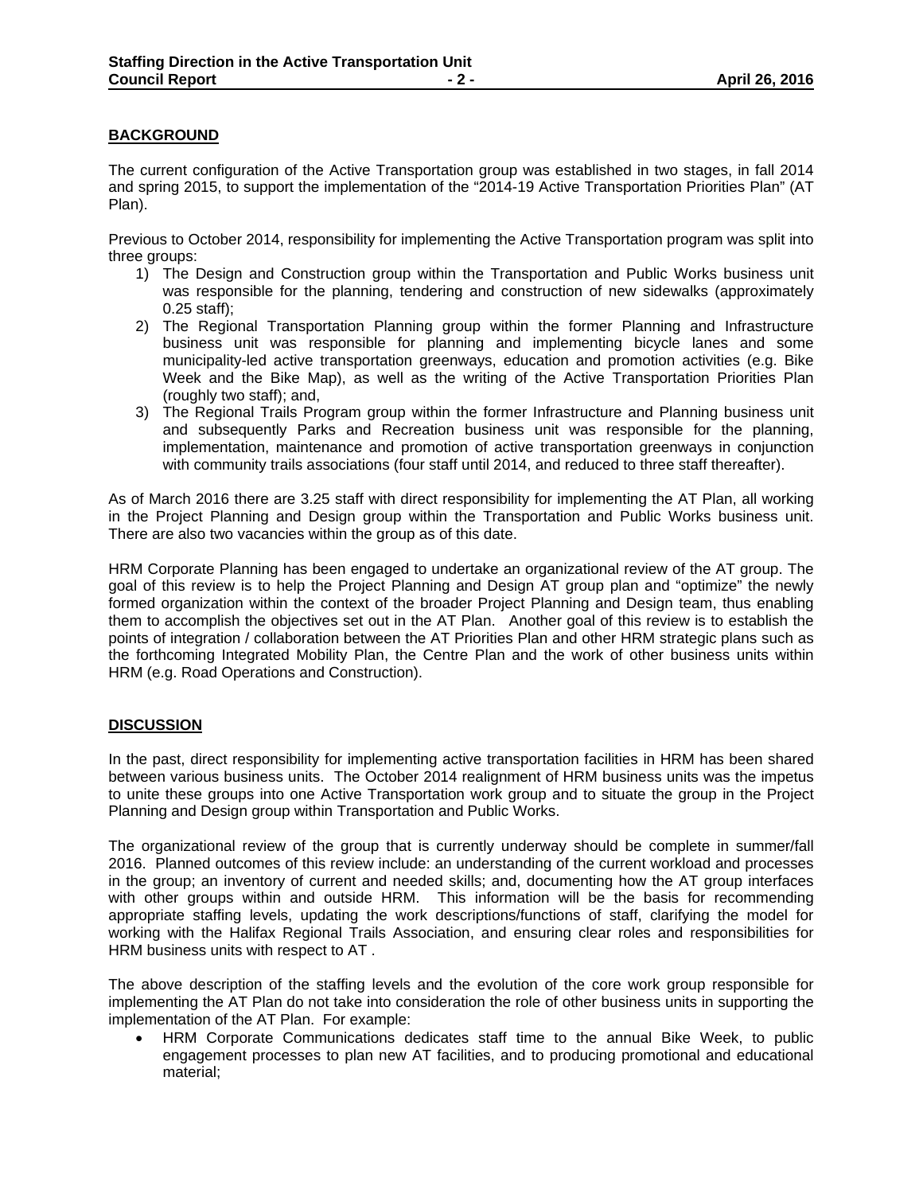## BACKGROUND

The current configuration of the Active Transportation group was established in two stages, in fall 2014 and spring 2015, to support the implementation of the "2014-19 Active Transportation Priorities Plan" (AT Plan).

Previous to October 2014, responsibility for implementing the Active Transportation program was split into three groups:

1) The Design and Construction group within the Transportation and Public Works business unit was responsible for the planning, tendering and construction of new sidewalks (approximately 0.25 staff);
2) The Regional Transportation Planning group within the former Planning and Infrastructure business unit was responsible for planning and implementing bicycle lanes and some municipality-led active transportation greenways, education and promotion activities (e.g. Bike Week and the Bike Map), as well as the writing of the Active Transportation Priorities Plan (roughly two staff); and,
3) The Regional Trails Program group within the former Infrastructure and Planning business unit and subsequently Parks and Recreation business unit was responsible for the planning, implementation, maintenance and promotion of active transportation greenways in conjunction with community trails associations (four staff until 2014, and reduced to three staff thereafter).

As of March 2016 there are 3.25 staff with direct responsibility for implementing the AT Plan, all working in the Project Planning and Design group within the Transportation and Public Works business unit. There are also two vacancies within the group as of this date.

HRM Corporate Planning has been engaged to undertake an organizational review of the AT group. The goal of this review is to help the Project Planning and Design AT group plan and "optimize" the newly formed organization within the context of the broader Project Planning and Design team, thus enabling them to accomplish the objectives set out in the AT Plan. Another goal of this review is to establish the points of integration / collaboration between the AT Priorities Plan and other HRM strategic plans such as the forthcoming Integrated Mobility Plan, the Centre Plan and the work of other business units within HRM (e.g. Road Operations and Construction).

## DISCUSSION

In the past, direct responsibility for implementing active transportation facilities in HRM has been shared between various business units. The October 2014 realignment of HRM business units was the impetus to unite these groups into one Active Transportation work group and to situate the group in the Project Planning and Design group within Transportation and Public Works.

The organizational review of the group that is currently underway should be complete in summer/fall 2016. Planned outcomes of this review include: an understanding of the current workload and processes in the group; an inventory of current and needed skills; and, documenting how the AT group interfaces with other groups within and outside HRM. This information will be the basis for recommending appropriate staffing levels, updating the work descriptions/functions of staff, clarifying the model for working with the Halifax Regional Trails Association, and ensuring clear roles and responsibilities for HRM business units with respect to AT .

The above description of the staffing levels and the evolution of the core work group responsible for implementing the AT Plan do not take into consideration the role of other business units in supporting the implementation of the AT Plan. For example:

- HRM Corporate Communications dedicates staff time to the annual Bike Week, to public engagement processes to plan new AT facilities, and to producing promotional and educational material;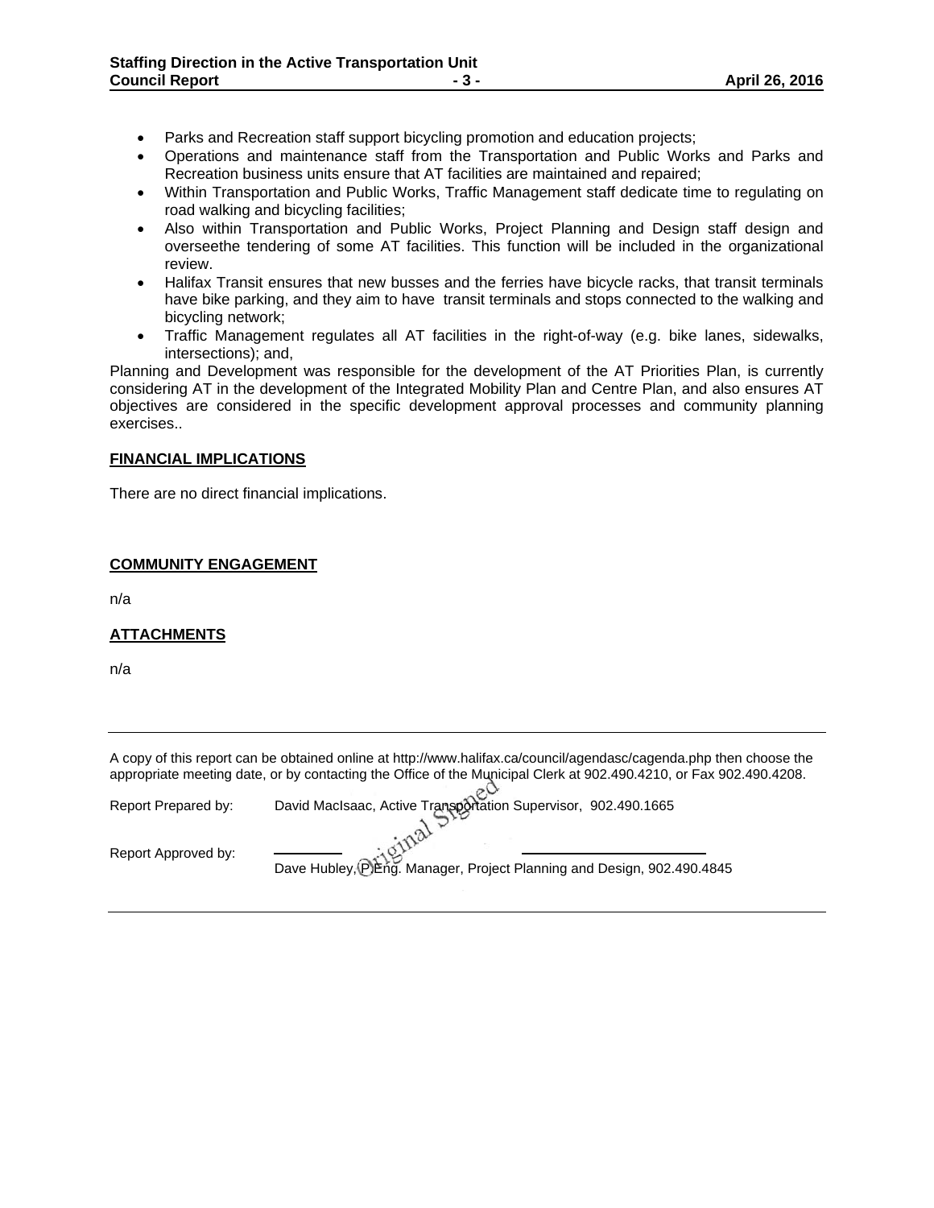- Parks and Recreation staff support bicycling promotion and education projects;
- Operations and maintenance staff from the Transportation and Public Works and Parks and Recreation business units ensure that AT facilities are maintained and repaired;
- Within Transportation and Public Works, Traffic Management staff dedicate time to regulating on road walking and bicycling facilities;
- Also within Transportation and Public Works, Project Planning and Design staff design and overseethe tendering of some AT facilities. This function will be included in the organizational review.
- Halifax Transit ensures that new busses and the ferries have bicycle racks, that transit terminals have bike parking, and they aim to have transit terminals and stops connected to the walking and bicycling network;
- Traffic Management regulates all AT facilities in the right-of-way (e.g. bike lanes, sidewalks, intersections); and,

Planning and Development was responsible for the development of the AT Priorities Plan, is currently considering AT in the development of the Integrated Mobility Plan and Centre Plan, and also ensures AT objectives are considered in the specific development approval processes and community planning exercises..

## FINANCIAL IMPLICATIONS

There are no direct financial implications.

## COMMUNITY ENGAGEMENT

n/a

## ATTACHMENTS

n/a

---

A copy of this report can be obtained online at http://www.halifax.ca/council/agendasc/cagenda.php then choose the appropriate meeting date, or by contacting the Office of the Municipal Clerk at 902.490.4210, or Fax 902.490.4208.

Report Prepared by: David MacIsaac, Active Transportation Supervisor, 902.490.1665

Report Approved by: Original Signed

Dave Hubley, P.Eng. Manager, Project Planning and Design, 902.490.4845